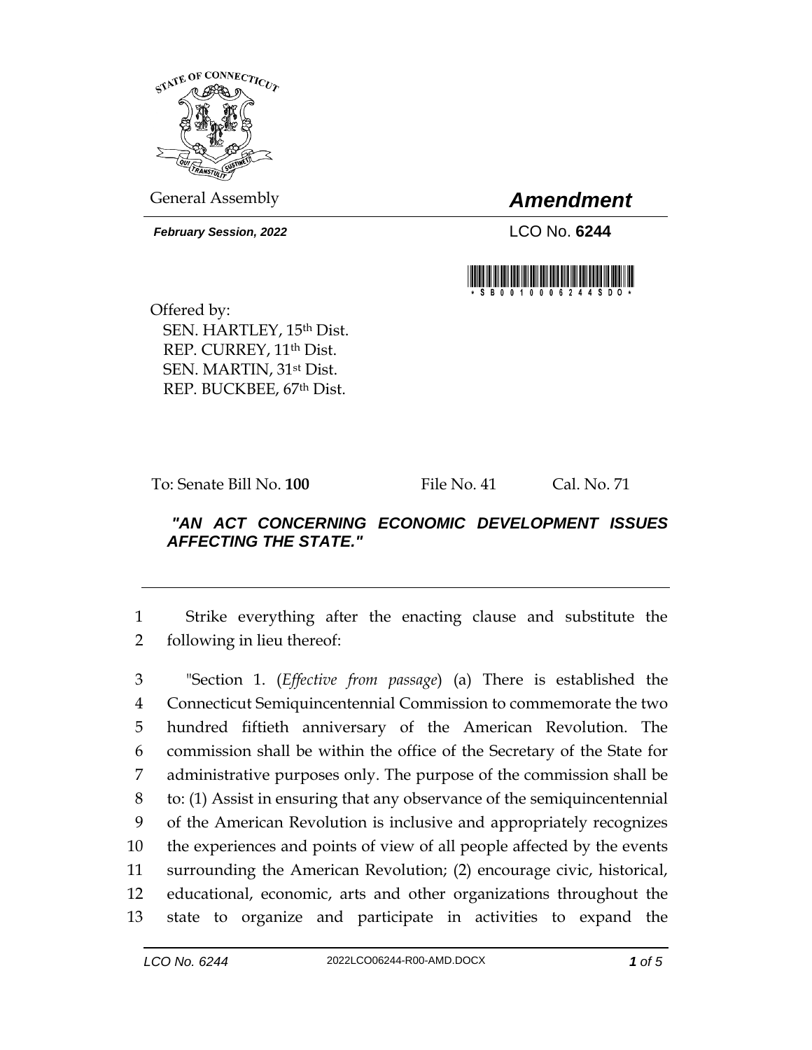General Assembly

# *Amendment*

***February Session, 2022***

LCO No. **6244**

Offered by:
SEN. HARTLEY, 15th Dist.
REP. CURREY, 11th Dist.
SEN. MARTIN, 31st Dist.
REP. BUCKBEE, 67th Dist.

To: Senate Bill No. **100** File No. 41 Cal. No. 71

***"AN ACT CONCERNING ECONOMIC DEVELOPMENT ISSUES AFFECTING THE STATE."***

1 Strike everything after the enacting clause and substitute the
2 following in lieu thereof:

3 "Section 1. (*Effective from passage*) (a) There is established the
4 Connecticut Semiquincentennial Commission to commemorate the two
5 hundred fiftieth anniversary of the American Revolution. The
6 commission shall be within the office of the Secretary of the State for
7 administrative purposes only. The purpose of the commission shall be
8 to: (1) Assist in ensuring that any observance of the semiquincentennial
9 of the American Revolution is inclusive and appropriately recognizes
10 the experiences and points of view of all people affected by the events
11 surrounding the American Revolution; (2) encourage civic, historical,
12 educational, economic, arts and other organizations throughout the
13 state to organize and participate in activities to expand the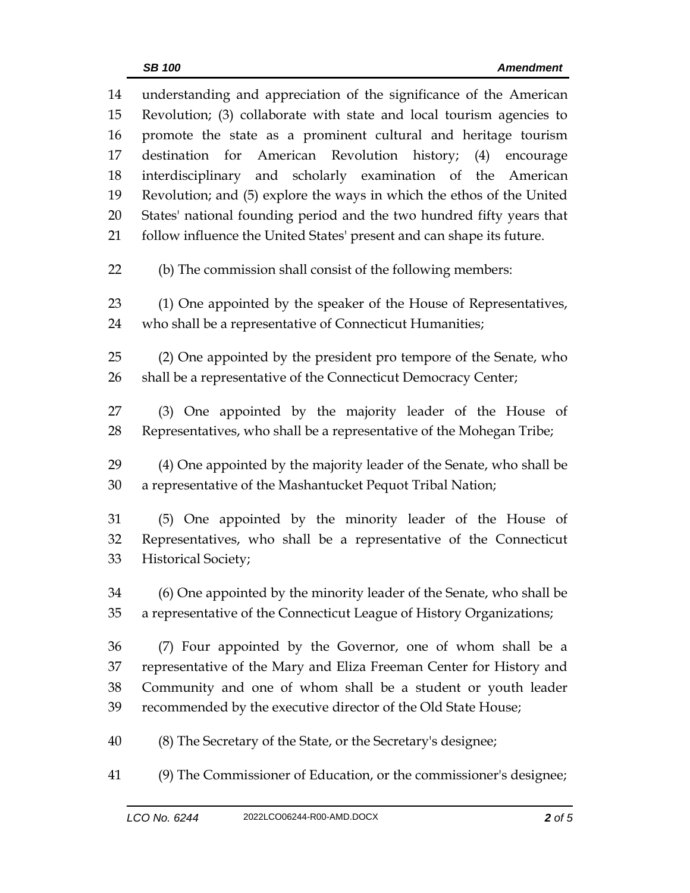understanding and appreciation of the significance of the American Revolution; (3) collaborate with state and local tourism agencies to promote the state as a prominent cultural and heritage tourism destination for American Revolution history; (4) encourage interdisciplinary and scholarly examination of the American Revolution; and (5) explore the ways in which the ethos of the United States' national founding period and the two hundred fifty years that follow influence the United States' present and can shape its future.

(b) The commission shall consist of the following members:

(1) One appointed by the speaker of the House of Representatives, who shall be a representative of Connecticut Humanities;

(2) One appointed by the president pro tempore of the Senate, who shall be a representative of the Connecticut Democracy Center;

(3) One appointed by the majority leader of the House of Representatives, who shall be a representative of the Mohegan Tribe;

(4) One appointed by the majority leader of the Senate, who shall be a representative of the Mashantucket Pequot Tribal Nation;

(5) One appointed by the minority leader of the House of Representatives, who shall be a representative of the Connecticut Historical Society;

(6) One appointed by the minority leader of the Senate, who shall be a representative of the Connecticut League of History Organizations;

(7) Four appointed by the Governor, one of whom shall be a representative of the Mary and Eliza Freeman Center for History and Community and one of whom shall be a student or youth leader recommended by the executive director of the Old State House;

(8) The Secretary of the State, or the Secretary's designee;

(9) The Commissioner of Education, or the commissioner's designee;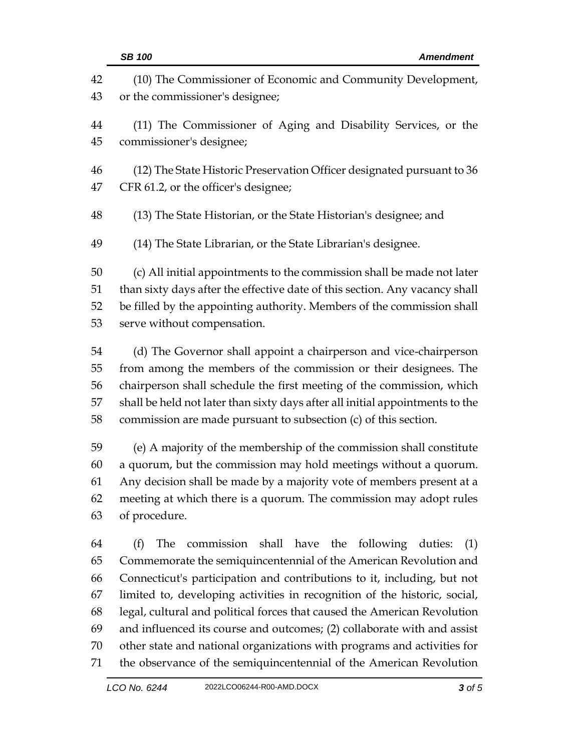(10) The Commissioner of Economic and Community Development, or the commissioner's designee;

(11) The Commissioner of Aging and Disability Services, or the commissioner's designee;

(12) The State Historic Preservation Officer designated pursuant to 36 CFR 61.2, or the officer's designee;

(13) The State Historian, or the State Historian's designee; and

(14) The State Librarian, or the State Librarian's designee.

(c) All initial appointments to the commission shall be made not later than sixty days after the effective date of this section. Any vacancy shall be filled by the appointing authority. Members of the commission shall serve without compensation.

(d) The Governor shall appoint a chairperson and vice-chairperson from among the members of the commission or their designees. The chairperson shall schedule the first meeting of the commission, which shall be held not later than sixty days after all initial appointments to the commission are made pursuant to subsection (c) of this section.

(e) A majority of the membership of the commission shall constitute a quorum, but the commission may hold meetings without a quorum. Any decision shall be made by a majority vote of members present at a meeting at which there is a quorum. The commission may adopt rules of procedure.

(f) The commission shall have the following duties: (1) Commemorate the semiquincentennial of the American Revolution and Connecticut's participation and contributions to it, including, but not limited to, developing activities in recognition of the historic, social, legal, cultural and political forces that caused the American Revolution and influenced its course and outcomes; (2) collaborate with and assist other state and national organizations with programs and activities for the observance of the semiquincentennial of the American Revolution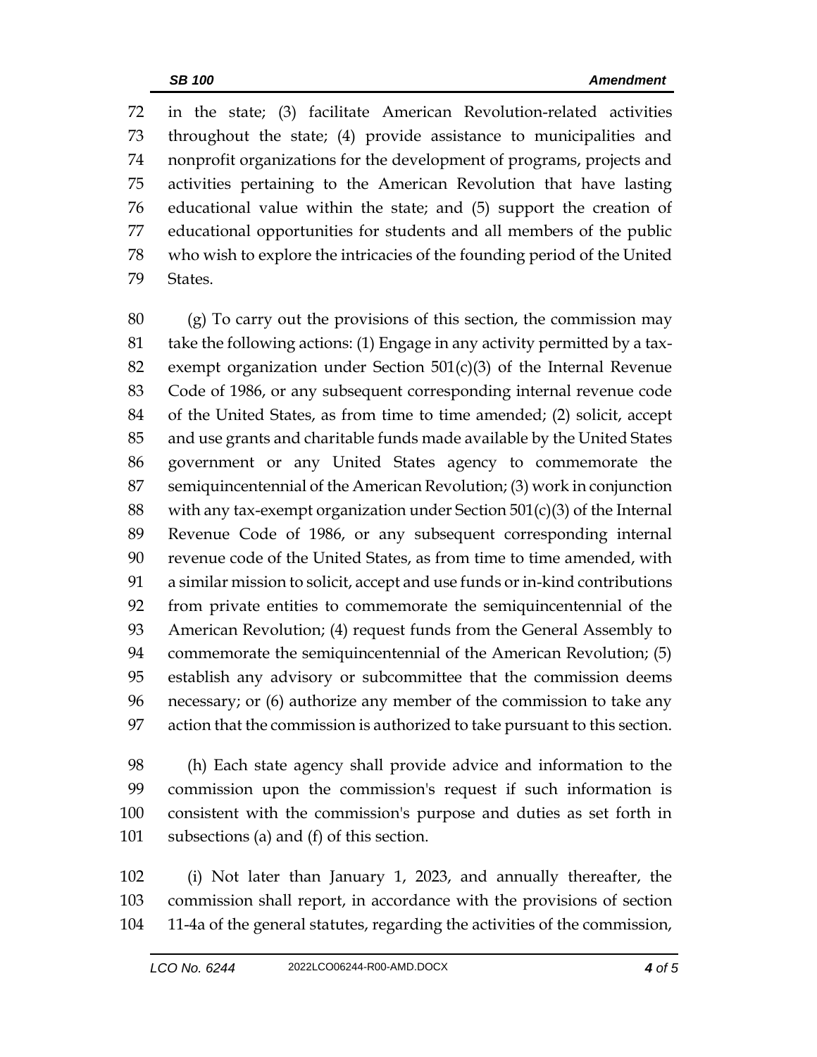in the state; (3) facilitate American Revolution-related activities throughout the state; (4) provide assistance to municipalities and nonprofit organizations for the development of programs, projects and activities pertaining to the American Revolution that have lasting educational value within the state; and (5) support the creation of educational opportunities for students and all members of the public who wish to explore the intricacies of the founding period of the United States.

(g) To carry out the provisions of this section, the commission may take the following actions: (1) Engage in any activity permitted by a tax-exempt organization under Section 501(c)(3) of the Internal Revenue Code of 1986, or any subsequent corresponding internal revenue code of the United States, as from time to time amended; (2) solicit, accept and use grants and charitable funds made available by the United States government or any United States agency to commemorate the semiquincentennial of the American Revolution; (3) work in conjunction with any tax-exempt organization under Section 501(c)(3) of the Internal Revenue Code of 1986, or any subsequent corresponding internal revenue code of the United States, as from time to time amended, with a similar mission to solicit, accept and use funds or in-kind contributions from private entities to commemorate the semiquincentennial of the American Revolution; (4) request funds from the General Assembly to commemorate the semiquincentennial of the American Revolution; (5) establish any advisory or subcommittee that the commission deems necessary; or (6) authorize any member of the commission to take any action that the commission is authorized to take pursuant to this section.

(h) Each state agency shall provide advice and information to the commission upon the commission's request if such information is consistent with the commission's purpose and duties as set forth in subsections (a) and (f) of this section.

(i) Not later than January 1, 2023, and annually thereafter, the commission shall report, in accordance with the provisions of section 11-4a of the general statutes, regarding the activities of the commission,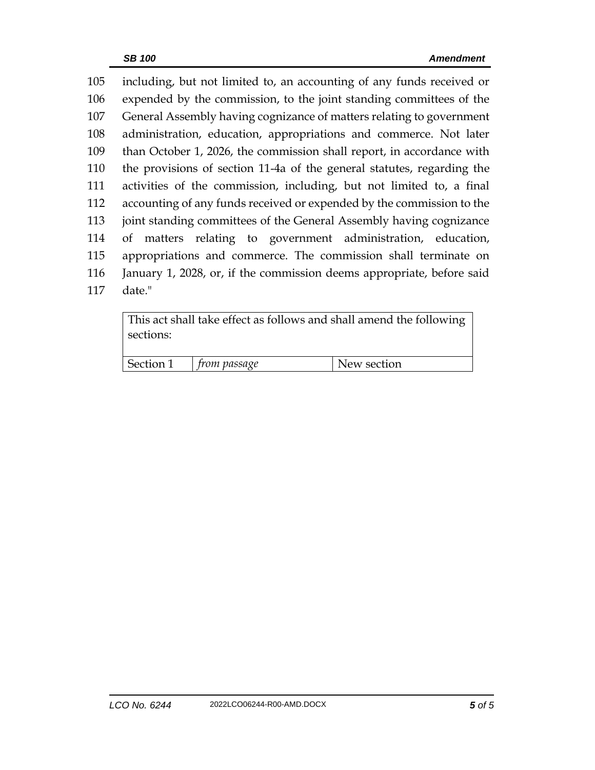105 including, but not limited to, an accounting of any funds received or
106 expended by the commission, to the joint standing committees of the
107 General Assembly having cognizance of matters relating to government
108 administration, education, appropriations and commerce. Not later
109 than October 1, 2026, the commission shall report, in accordance with
110 the provisions of section 11-4a of the general statutes, regarding the
111 activities of the commission, including, but not limited to, a final
112 accounting of any funds received or expended by the commission to the
113 joint standing committees of the General Assembly having cognizance
114 of matters relating to government administration, education,
115 appropriations and commerce. The commission shall terminate on
116 January 1, 2028, or, if the commission deems appropriate, before said
117 date."

| This act shall take effect as follows and shall amend the following sections: | | |
|---|---|---|
| Section 1 | *from passage* | New section |